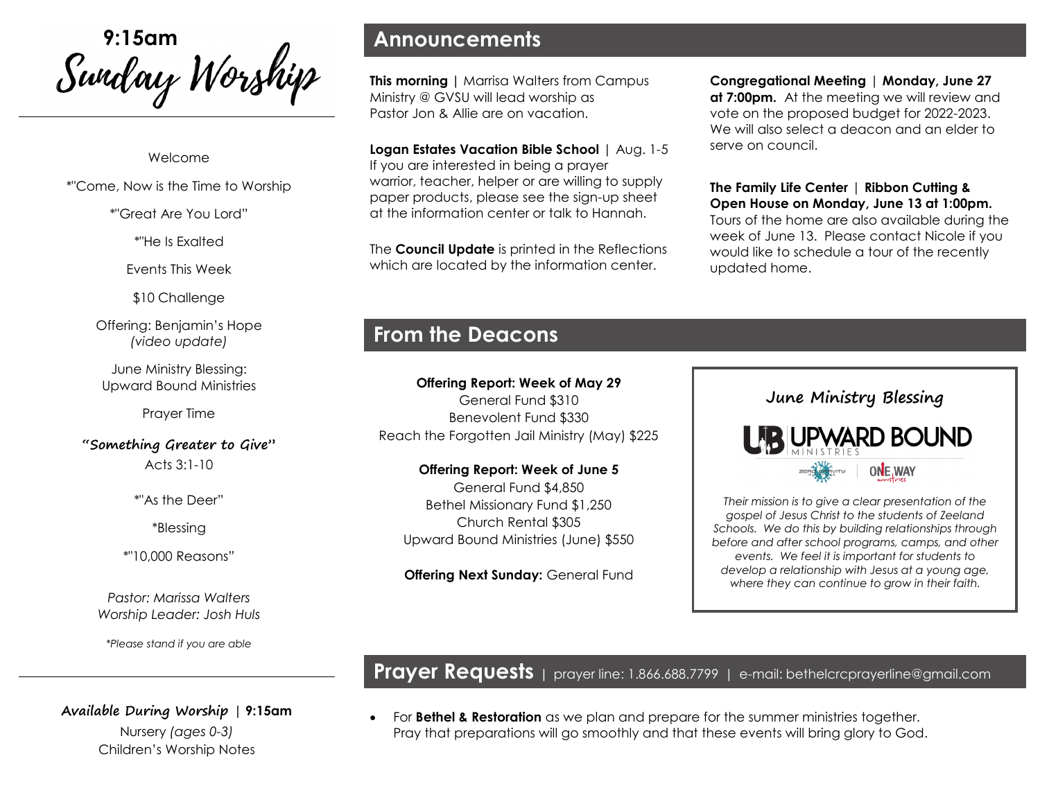# 9:15am Sunday Worship

Welcome

*"Come, Now is the Time to Worship

*"Great Are You Lord"

*"He Is Exalted

Events This Week

$10 Challenge

Offering: Benjamin's Hope
*(video update)*

June Ministry Blessing:
Upward Bound Ministries

Prayer Time

**"Something Greater to Give"**
Acts 3:1-10

*"As the Deer"

*Blessing

*"10,000 Reasons"

*Pastor: Marissa Walters*
*Worship Leader: Josh Huls*

*\*Please stand if you are able*

**Available During Worship | 9:15am**
Nursery *(ages 0-3)*
Children's Worship Notes

## Announcements

**This morning** | Marrisa Walters from Campus Ministry @ GVSU will lead worship as Pastor Jon & Allie are on vacation.

**Logan Estates Vacation Bible School** | Aug. 1-5
If you are interested in being a prayer warrior, teacher, helper or are willing to supply paper products, please see the sign-up sheet at the information center or talk to Hannah.

The **Council Update** is printed in the Reflections which are located by the information center.

**Congregational Meeting | Monday, June 27 at 7:00pm.** At the meeting we will review and vote on the proposed budget for 2022-2023. We will also select a deacon and an elder to serve on council.

**The Family Life Center | Ribbon Cutting & Open House on Monday, June 13 at 1:00pm.** Tours of the home are also available during the week of June 13. Please contact Nicole if you would like to schedule a tour of the recently updated home.

## From the Deacons

**Offering Report: Week of May 29**
General Fund $310
Benevolent Fund $330
Reach the Forgotten Jail Ministry (May) $225

**Offering Report: Week of June 5**
General Fund $4,850
Bethel Missionary Fund $1,250
Church Rental $305
Upward Bound Ministries (June) $550

**Offering Next Sunday:** General Fund

**June Ministry Blessing**

UPWARD BOUND MINISTRIES

ZERO GRAVITY | ONE WAY ministries

*Their mission is to give a clear presentation of the gospel of Jesus Christ to the students of Zeeland Schools. We do this by building relationships through before and after school programs, camps, and other events. We feel it is important for students to develop a relationship with Jesus at a young age, where they can continue to grow in their faith.*

## Prayer Requests | prayer line: 1.866.688.7799 | e-mail: bethelcrcprayerline@gmail.com

- For **Bethel & Restoration** as we plan and prepare for the summer ministries together. Pray that preparations will go smoothly and that these events will bring glory to God.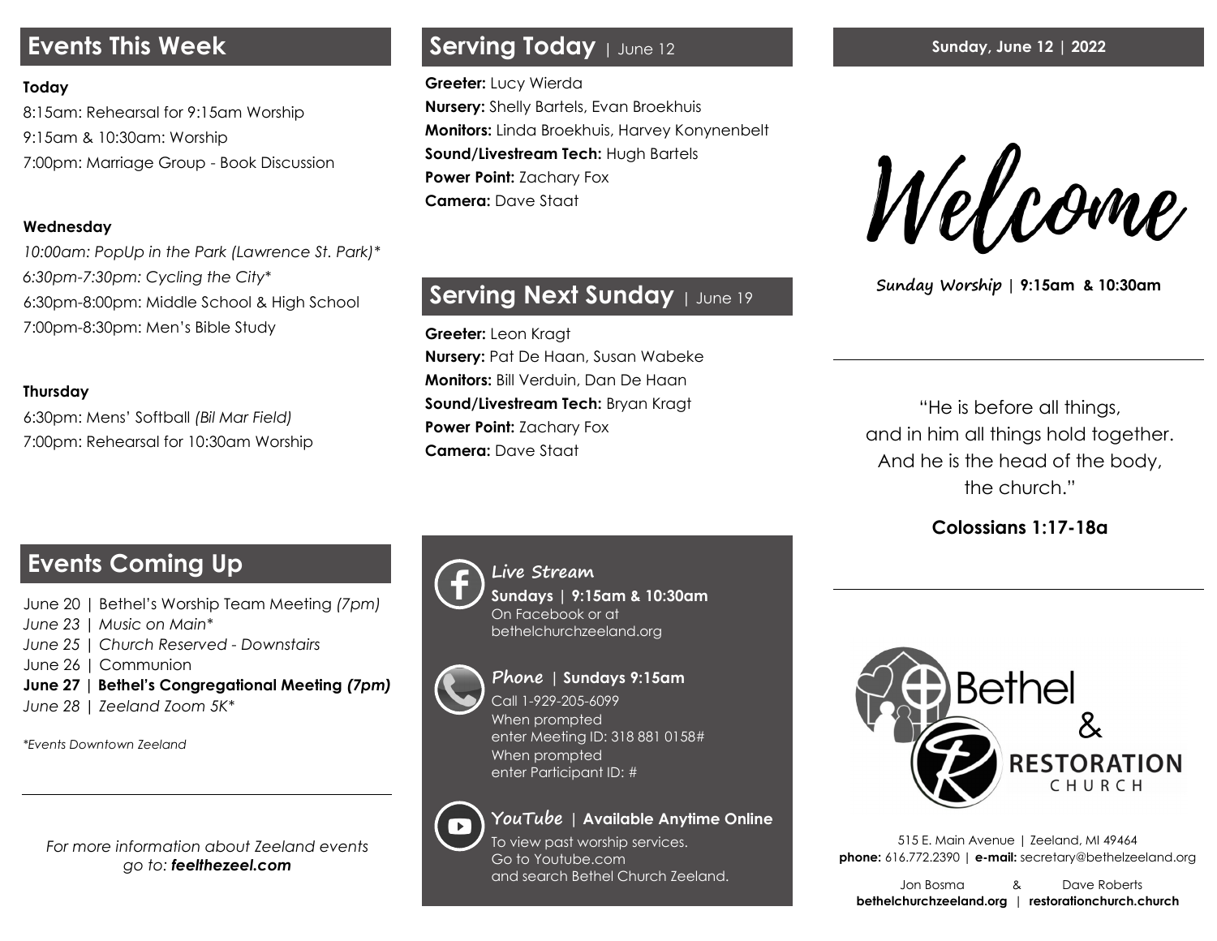## Events This Week

**Today**

8:15am: Rehearsal for 9:15am Worship
9:15am & 10:30am: Worship
7:00pm: Marriage Group - Book Discussion

**Wednesday**

*10:00am: PopUp in the Park (Lawrence St. Park)**
*6:30pm-7:30pm: Cycling the City**
6:30pm-8:00pm: Middle School & High School
7:00pm-8:30pm: Men's Bible Study

**Thursday**

6:30pm: Mens' Softball *(Bil Mar Field)*
7:00pm: Rehearsal for 10:30am Worship

## Events Coming Up

June 20 | Bethel's Worship Team Meeting *(7pm)*
*June 23 | Music on Main**
*June 25 | Church Reserved - Downstairs*
June 26 | Communion
**June 27 | Bethel's Congregational Meeting *(7pm)***
*June 28 | Zeeland Zoom 5K**

**Events Downtown Zeeland*

*For more information about Zeeland events go to: **feelthezeel.com***

## Serving Today | June 12

**Greeter:** Lucy Wierda
**Nursery:** Shelly Bartels, Evan Broekhuis
**Monitors:** Linda Broekhuis, Harvey Konynenbelt
**Sound/Livestream Tech:** Hugh Bartels
**Power Point:** Zachary Fox
**Camera:** Dave Staat

## Serving Next Sunday | June 19

**Greeter:** Leon Kragt
**Nursery:** Pat De Haan, Susan Wabeke
**Monitors:** Bill Verduin, Dan De Haan
**Sound/Livestream Tech:** Bryan Kragt
**Power Point:** Zachary Fox
**Camera:** Dave Staat

**Live Stream**
**Sundays | 9:15am & 10:30am**
On Facebook or at
bethelchurchzeeland.org

**Phone | Sundays 9:15am**
Call 1-929-205-6099
When prompted
enter Meeting ID: 318 881 0158#
When prompted
enter Participant ID: #

**YouTube | Available Anytime Online**
To view past worship services.
Go to Youtube.com
and search Bethel Church Zeeland.

**Sunday, June 12 | 2022**

# Welcome

**Sunday Worship | 9:15am & 10:30am**

"He is before all things,
and in him all things hold together.
And he is the head of the body,
the church."

**Colossians 1:17-18a**

Bethel & RESTORATION CHURCH

515 E. Main Avenue | Zeeland, MI 49464
**phone:** 616.772.2390 | **e-mail:** secretary@bethelzeeland.org

Jon Bosma & Dave Roberts
**bethelchurchzeeland.org** | **restorationchurch.church**